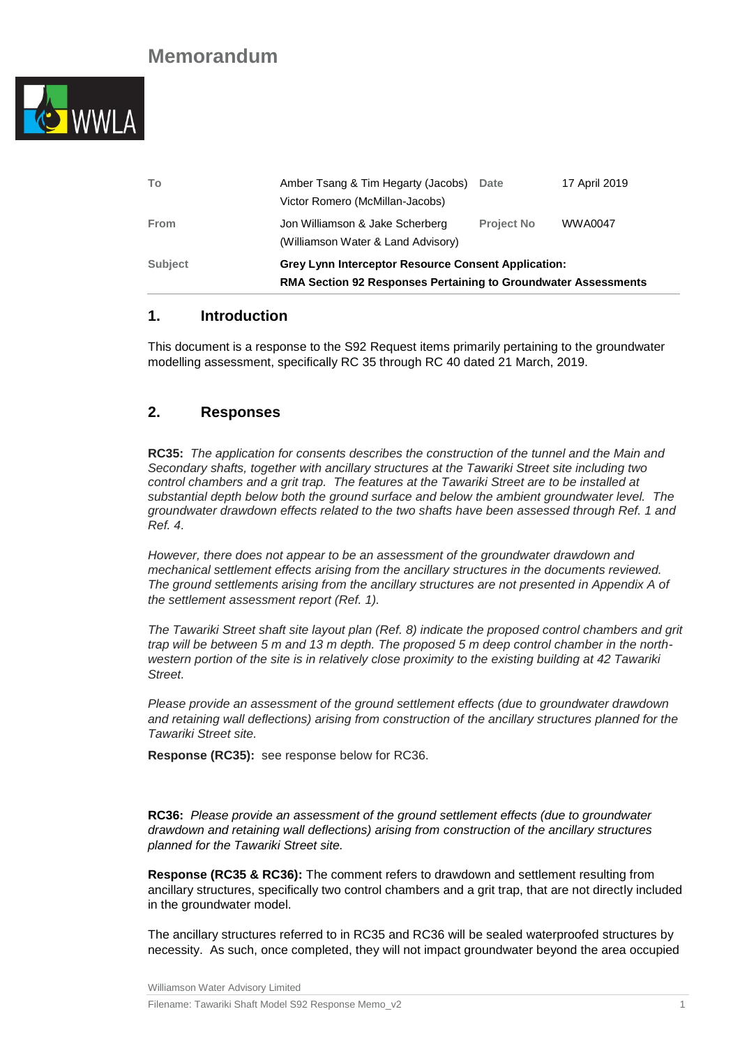# Memorandum

| | | | |
|---|---|---|---|
| **To** | Amber Tsang & Tim Hegarty (Jacobs) Victor Romero (McMillan-Jacobs) | **Date** | 17 April 2019 |
| **From** | Jon Williamson & Jake Scherberg (Williamson Water & Land Advisory) | **Project No** | WWA0047 |
| **Subject** | **Grey Lynn Interceptor Resource Consent Application: RMA Section 92 Responses Pertaining to Groundwater Assessments** | | |

## 1. Introduction

This document is a response to the S92 Request items primarily pertaining to the groundwater modelling assessment, specifically RC 35 through RC 40 dated 21 March, 2019.

## 2. Responses

**RC35:** *The application for consents describes the construction of the tunnel and the Main and Secondary shafts, together with ancillary structures at the Tawariki Street site including two control chambers and a grit trap. The features at the Tawariki Street are to be installed at substantial depth below both the ground surface and below the ambient groundwater level. The groundwater drawdown effects related to the two shafts have been assessed through Ref. 1 and Ref. 4.*

*However, there does not appear to be an assessment of the groundwater drawdown and mechanical settlement effects arising from the ancillary structures in the documents reviewed. The ground settlements arising from the ancillary structures are not presented in Appendix A of the settlement assessment report (Ref. 1).*

*The Tawariki Street shaft site layout plan (Ref. 8) indicate the proposed control chambers and grit trap will be between 5 m and 13 m depth. The proposed 5 m deep control chamber in the north-western portion of the site is in relatively close proximity to the existing building at 42 Tawariki Street.*

*Please provide an assessment of the ground settlement effects (due to groundwater drawdown and retaining wall deflections) arising from construction of the ancillary structures planned for the Tawariki Street site.*

**Response (RC35):** see response below for RC36.

**RC36:** *Please provide an assessment of the ground settlement effects (due to groundwater drawdown and retaining wall deflections) arising from construction of the ancillary structures planned for the Tawariki Street site.*

**Response (RC35 & RC36):** The comment refers to drawdown and settlement resulting from ancillary structures, specifically two control chambers and a grit trap, that are not directly included in the groundwater model.

The ancillary structures referred to in RC35 and RC36 will be sealed waterproofed structures by necessity. As such, once completed, they will not impact groundwater beyond the area occupied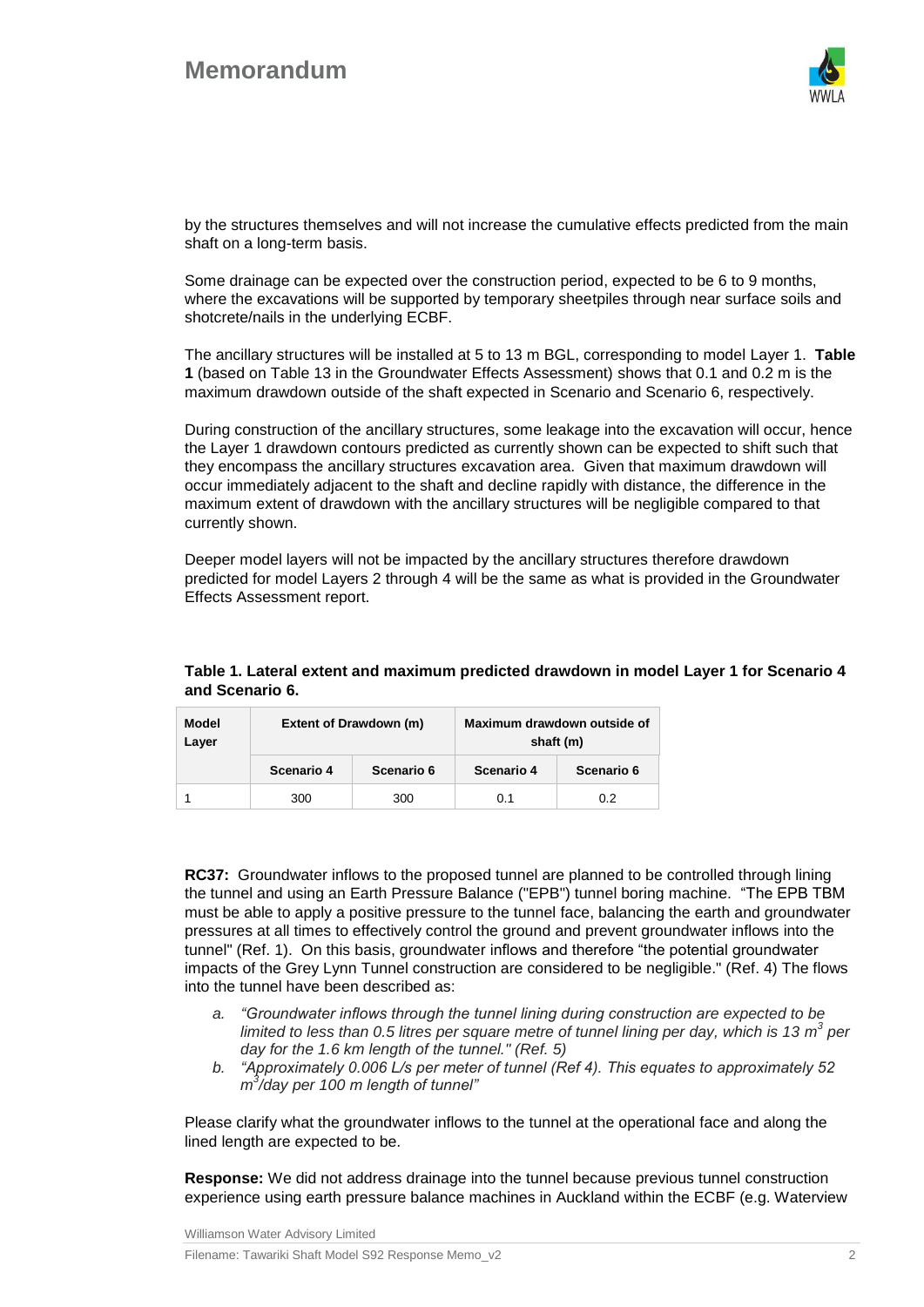by the structures themselves and will not increase the cumulative effects predicted from the main shaft on a long-term basis.

Some drainage can be expected over the construction period, expected to be 6 to 9 months, where the excavations will be supported by temporary sheetpiles through near surface soils and shotcrete/nails in the underlying ECBF.

The ancillary structures will be installed at 5 to 13 m BGL, corresponding to model Layer 1. **Table 1** (based on Table 13 in the Groundwater Effects Assessment) shows that 0.1 and 0.2 m is the maximum drawdown outside of the shaft expected in Scenario and Scenario 6, respectively.

During construction of the ancillary structures, some leakage into the excavation will occur, hence the Layer 1 drawdown contours predicted as currently shown can be expected to shift such that they encompass the ancillary structures excavation area. Given that maximum drawdown will occur immediately adjacent to the shaft and decline rapidly with distance, the difference in the maximum extent of drawdown with the ancillary structures will be negligible compared to that currently shown.

Deeper model layers will not be impacted by the ancillary structures therefore drawdown predicted for model Layers 2 through 4 will be the same as what is provided in the Groundwater Effects Assessment report.

**Table 1. Lateral extent and maximum predicted drawdown in model Layer 1 for Scenario 4 and Scenario 6.**

| Model Layer | Extent of Drawdown (m) | | Maximum drawdown outside of shaft (m) | |
|---|---|---|---|---|
| | Scenario 4 | Scenario 6 | Scenario 4 | Scenario 6 |
| 1 | 300 | 300 | 0.1 | 0.2 |

**RC37:** Groundwater inflows to the proposed tunnel are planned to be controlled through lining the tunnel and using an Earth Pressure Balance ("EPB") tunnel boring machine. "The EPB TBM must be able to apply a positive pressure to the tunnel face, balancing the earth and groundwater pressures at all times to effectively control the ground and prevent groundwater inflows into the tunnel" (Ref. 1). On this basis, groundwater inflows and therefore "the potential groundwater impacts of the Grey Lynn Tunnel construction are considered to be negligible." (Ref. 4) The flows into the tunnel have been described as:

a. *"Groundwater inflows through the tunnel lining during construction are expected to be limited to less than 0.5 litres per square metre of tunnel lining per day, which is 13 m$^3$ per day for the 1.6 km length of the tunnel." (Ref. 5)*
b. *"Approximately 0.006 L/s per meter of tunnel (Ref 4). This equates to approximately 52 m$^3$/day per 100 m length of tunnel"*

Please clarify what the groundwater inflows to the tunnel at the operational face and along the lined length are expected to be.

**Response:** We did not address drainage into the tunnel because previous tunnel construction experience using earth pressure balance machines in Auckland within the ECBF (e.g. Waterview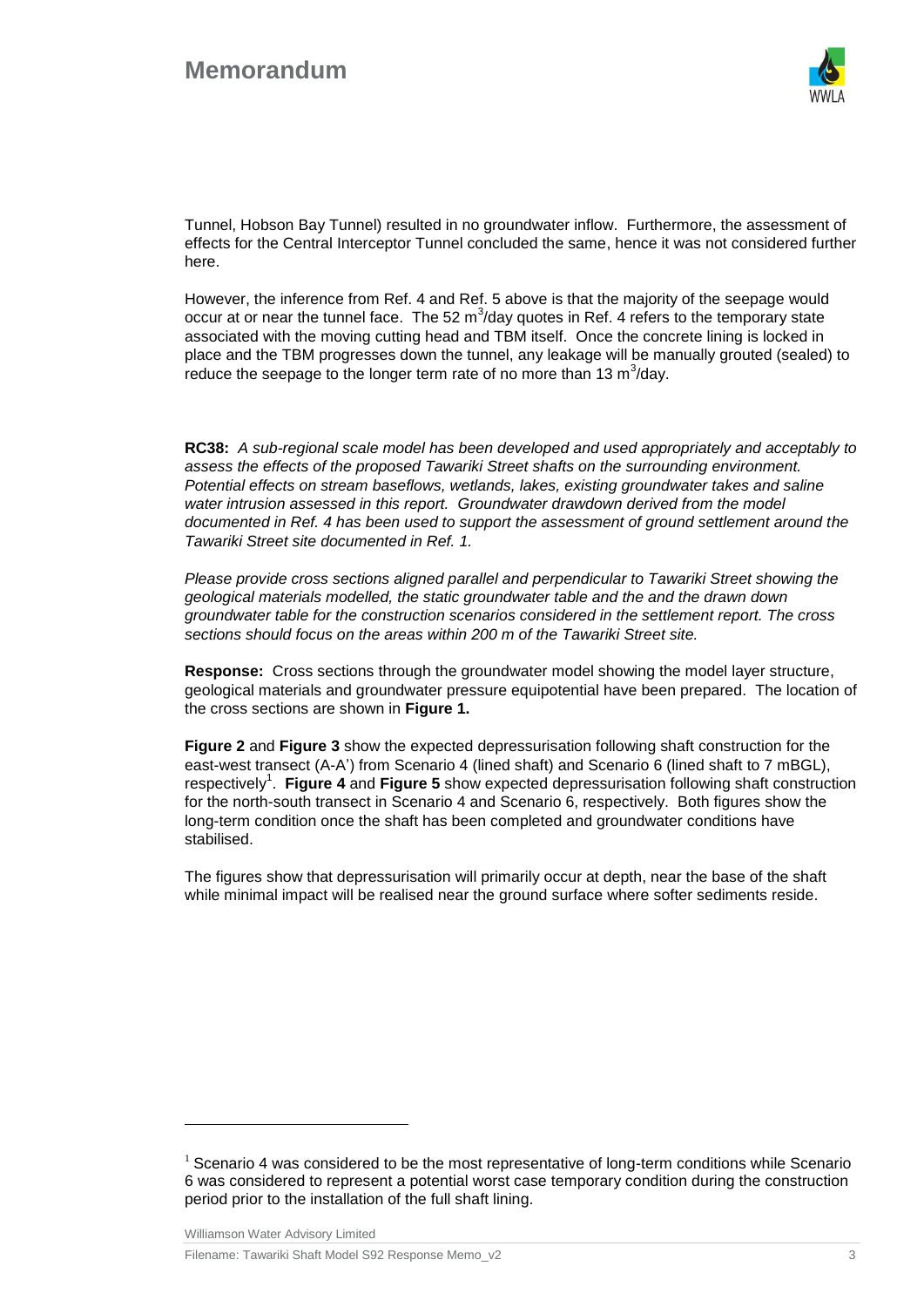Tunnel, Hobson Bay Tunnel) resulted in no groundwater inflow. Furthermore, the assessment of effects for the Central Interceptor Tunnel concluded the same, hence it was not considered further here.

However, the inference from Ref. 4 and Ref. 5 above is that the majority of the seepage would occur at or near the tunnel face. The 52 $m^3$/day quotes in Ref. 4 refers to the temporary state associated with the moving cutting head and TBM itself. Once the concrete lining is locked in place and the TBM progresses down the tunnel, any leakage will be manually grouted (sealed) to reduce the seepage to the longer term rate of no more than 13 $m^3$/day.

**RC38:** *A sub-regional scale model has been developed and used appropriately and acceptably to assess the effects of the proposed Tawariki Street shafts on the surrounding environment. Potential effects on stream baseflows, wetlands, lakes, existing groundwater takes and saline water intrusion assessed in this report. Groundwater drawdown derived from the model documented in Ref. 4 has been used to support the assessment of ground settlement around the Tawariki Street site documented in Ref. 1.*

*Please provide cross sections aligned parallel and perpendicular to Tawariki Street showing the geological materials modelled, the static groundwater table and the and the drawn down groundwater table for the construction scenarios considered in the settlement report. The cross sections should focus on the areas within 200 m of the Tawariki Street site.*

**Response:** Cross sections through the groundwater model showing the model layer structure, geological materials and groundwater pressure equipotential have been prepared. The location of the cross sections are shown in **Figure 1.**

**Figure 2** and **Figure 3** show the expected depressurisation following shaft construction for the east-west transect (A-A') from Scenario 4 (lined shaft) and Scenario 6 (lined shaft to 7 mBGL), respectively[1]. **Figure 4** and **Figure 5** show expected depressurisation following shaft construction for the north-south transect in Scenario 4 and Scenario 6, respectively. Both figures show the long-term condition once the shaft has been completed and groundwater conditions have stabilised.

The figures show that depressurisation will primarily occur at depth, near the base of the shaft while minimal impact will be realised near the ground surface where softer sediments reside.

[1] Scenario 4 was considered to be the most representative of long-term conditions while Scenario 6 was considered to represent a potential worst case temporary condition during the construction period prior to the installation of the full shaft lining.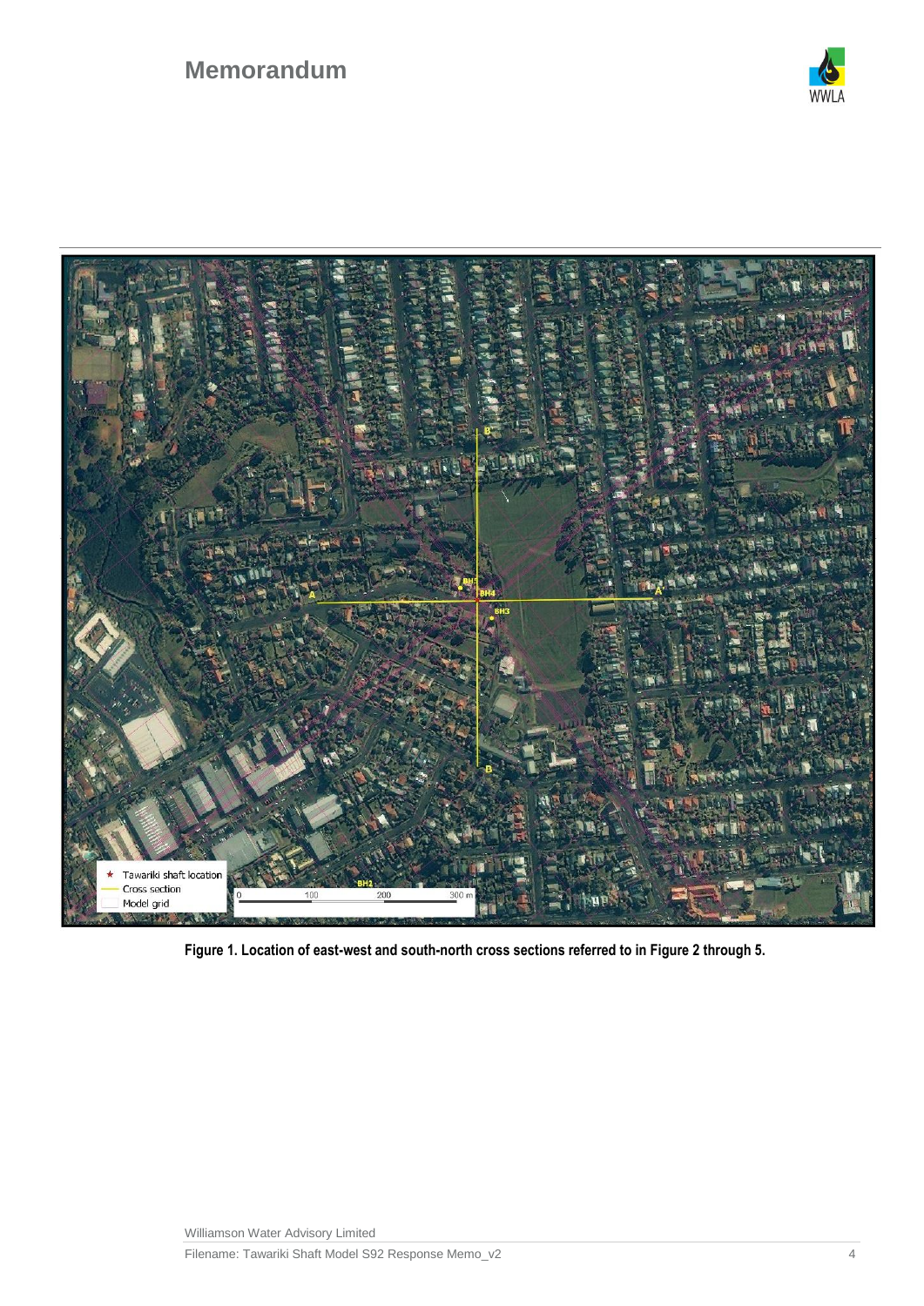# Memorandum

Figure 1. Location of east-west and south-north cross sections referred to in Figure 2 through 5.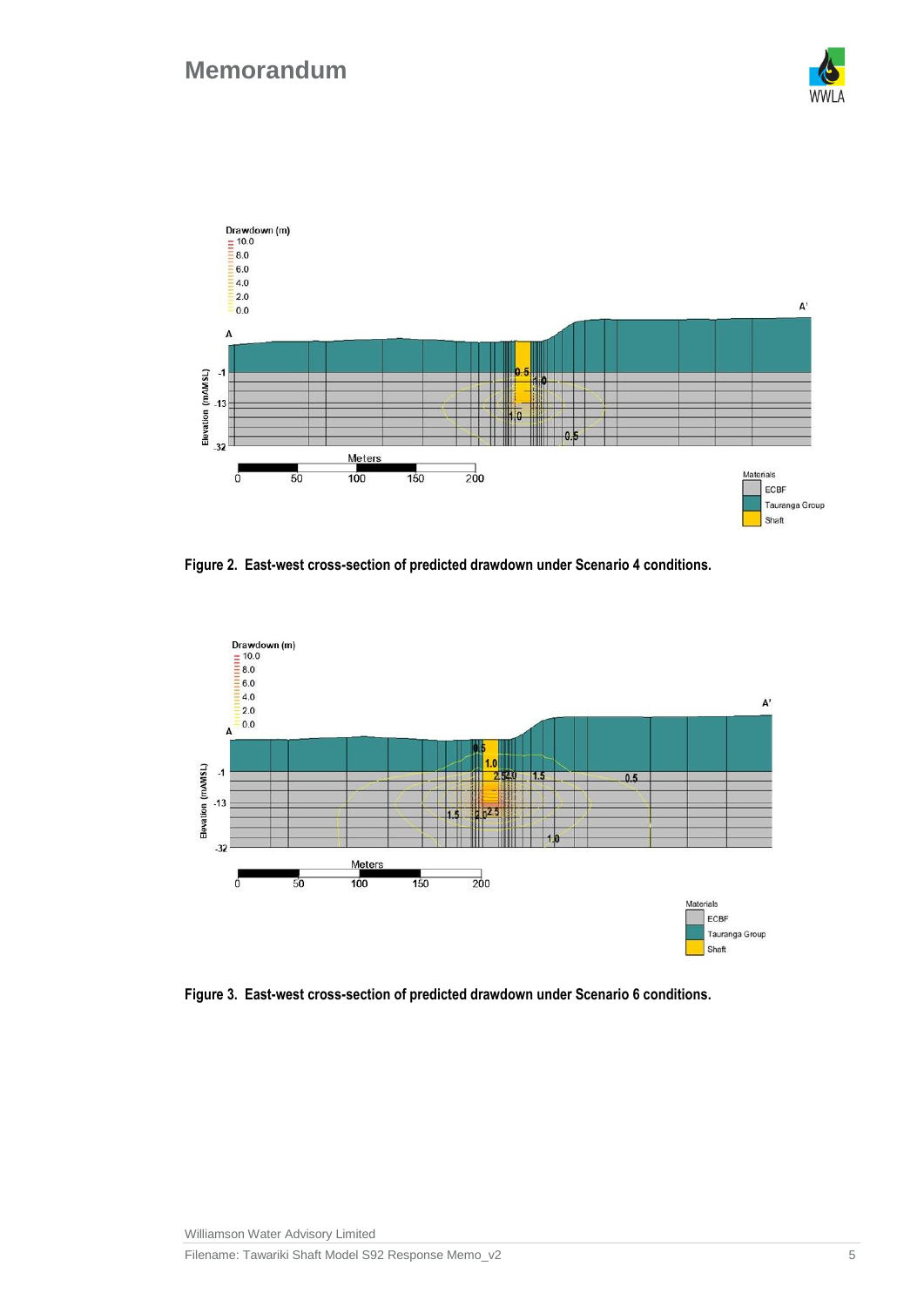Figure 2. East-west cross-section of predicted drawdown under Scenario 4 conditions.

Figure 3. East-west cross-section of predicted drawdown under Scenario 6 conditions.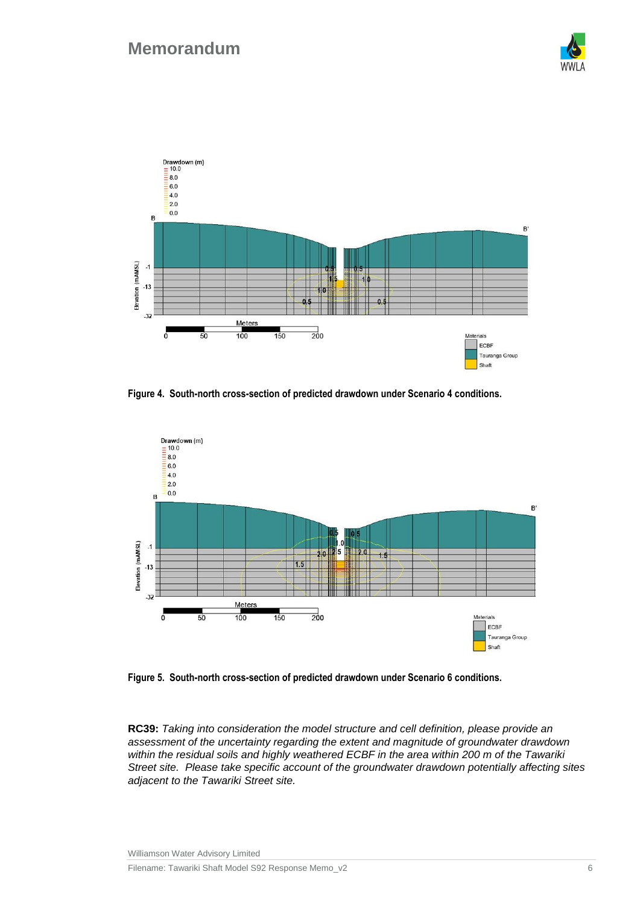Figure 4. South-north cross-section of predicted drawdown under Scenario 4 conditions.

Figure 5. South-north cross-section of predicted drawdown under Scenario 6 conditions.

**RC39:** *Taking into consideration the model structure and cell definition, please provide an assessment of the uncertainty regarding the extent and magnitude of groundwater drawdown within the residual soils and highly weathered ECBF in the area within 200 m of the Tawariki Street site. Please take specific account of the groundwater drawdown potentially affecting sites adjacent to the Tawariki Street site.*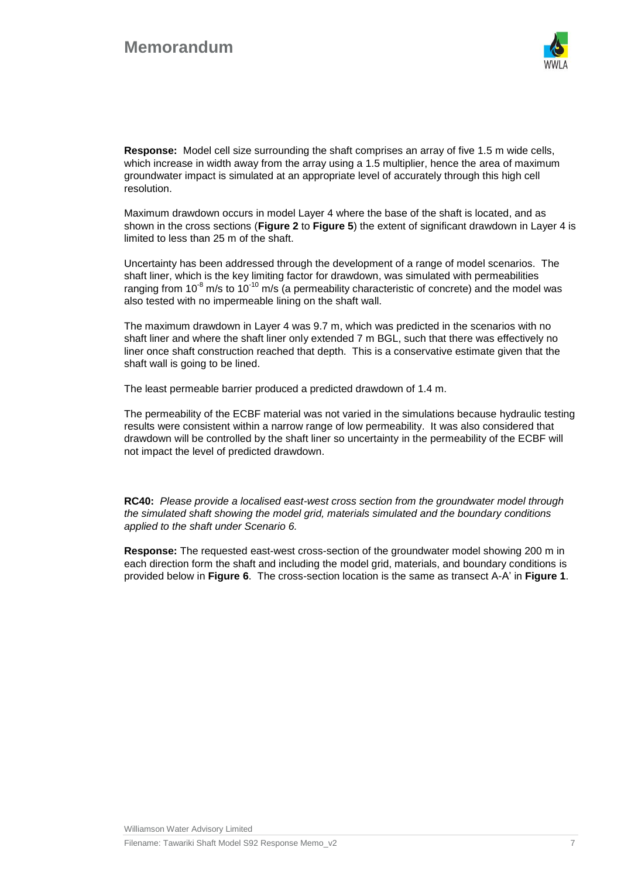**Response:** Model cell size surrounding the shaft comprises an array of five 1.5 m wide cells, which increase in width away from the array using a 1.5 multiplier, hence the area of maximum groundwater impact is simulated at an appropriate level of accurately through this high cell resolution.

Maximum drawdown occurs in model Layer 4 where the base of the shaft is located, and as shown in the cross sections (**Figure 2** to **Figure 5**) the extent of significant drawdown in Layer 4 is limited to less than 25 m of the shaft.

Uncertainty has been addressed through the development of a range of model scenarios. The shaft liner, which is the key limiting factor for drawdown, was simulated with permeabilities ranging from $10^{-8}$ m/s to $10^{-10}$ m/s (a permeability characteristic of concrete) and the model was also tested with no impermeable lining on the shaft wall.

The maximum drawdown in Layer 4 was 9.7 m, which was predicted in the scenarios with no shaft liner and where the shaft liner only extended 7 m BGL, such that there was effectively no liner once shaft construction reached that depth. This is a conservative estimate given that the shaft wall is going to be lined.

The least permeable barrier produced a predicted drawdown of 1.4 m.

The permeability of the ECBF material was not varied in the simulations because hydraulic testing results were consistent within a narrow range of low permeability. It was also considered that drawdown will be controlled by the shaft liner so uncertainty in the permeability of the ECBF will not impact the level of predicted drawdown.

**RC40:** *Please provide a localised east-west cross section from the groundwater model through the simulated shaft showing the model grid, materials simulated and the boundary conditions applied to the shaft under Scenario 6.*

**Response:** The requested east-west cross-section of the groundwater model showing 200 m in each direction form the shaft and including the model grid, materials, and boundary conditions is provided below in **Figure 6**. The cross-section location is the same as transect A-A' in **Figure 1**.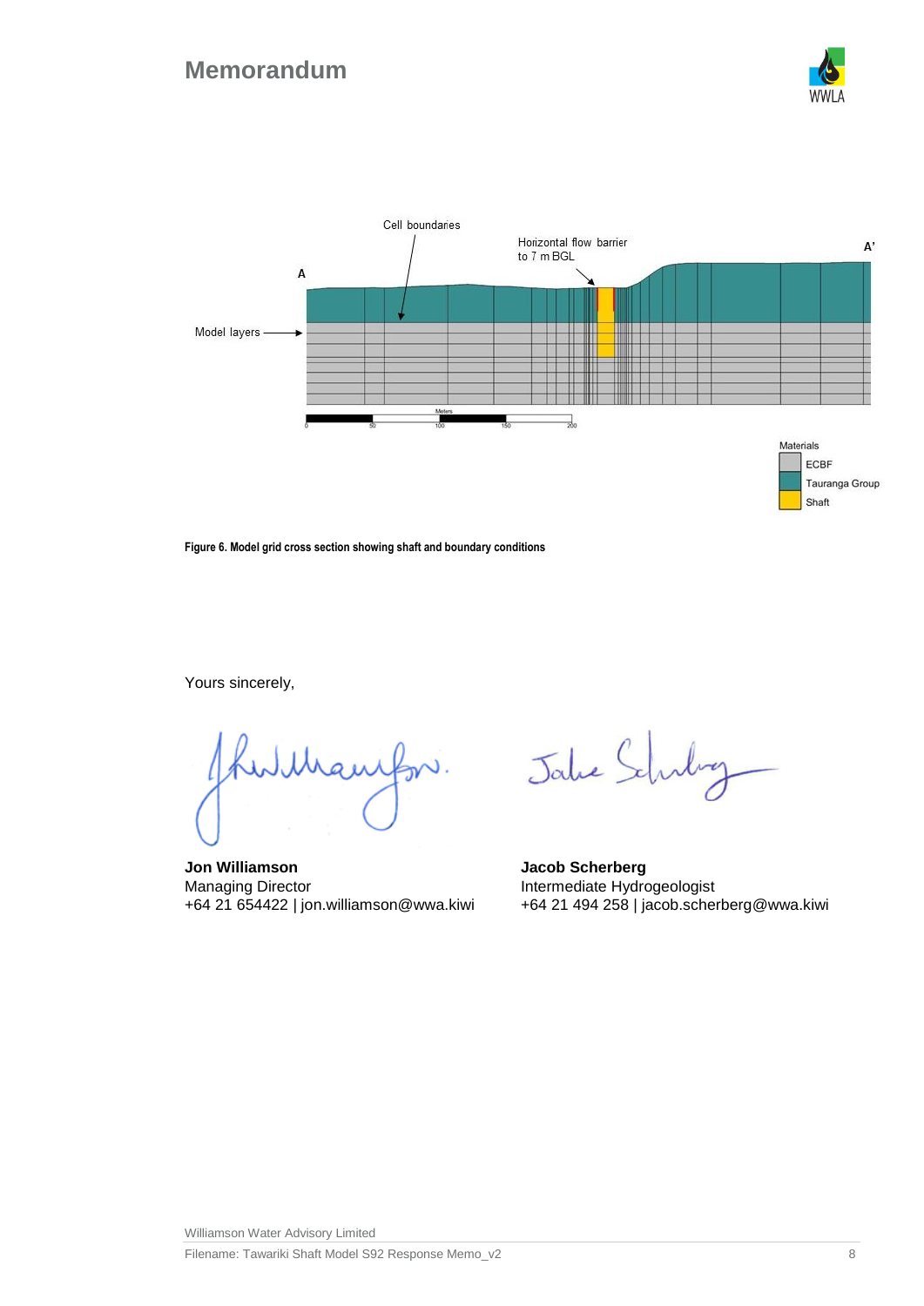Cell boundaries

Horizontal flow barrier
to 7 m BGL

A

A'

Model layers

Meters

0
50
100
150
200

Materials
ECBF
Tauranga Group
Shaft

**Figure 6. Model grid cross section showing shaft and boundary conditions**

Yours sincerely,

**Jon Williamson**
Managing Director
+64 21 654422 | jon.williamson@wwa.kiwi

**Jacob Scherberg**
Intermediate Hydrogeologist
+64 21 494 258 | jacob.scherberg@wwa.kiwi